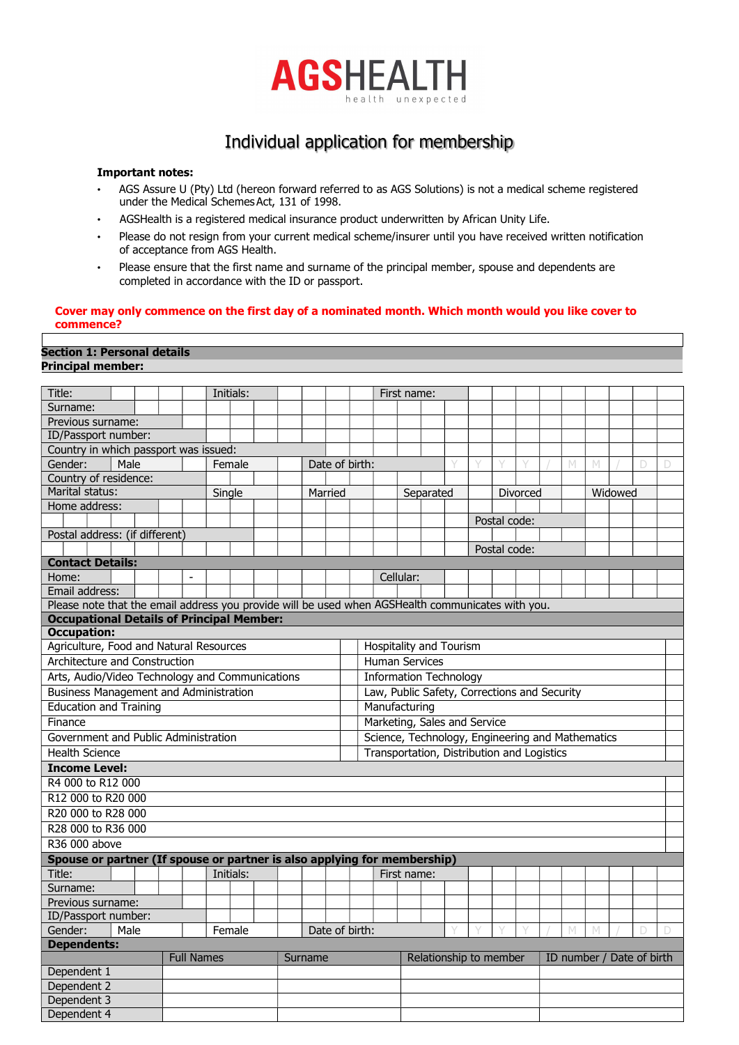# AGSHEALTH
health unexpected

## Individual application for membership

**Important notes:**

- AGS Assure U (Pty) Ltd (hereon forward referred to as AGS Solutions) is not a medical scheme registered under the Medical Schemes Act, 131 of 1998.
- AGSHealth is a registered medical insurance product underwritten by African Unity Life.
- Please do not resign from your current medical scheme/insurer until you have received written notification of acceptance from AGS Health.
- Please ensure that the first name and surname of the principal member, spouse and dependents are completed in accordance with the ID or passport.

**Cover may only commence on the first day of a nominated month. Which month would you like cover to commence?**

## Section 1: Personal details

**Principal member:**

| | | | | | |
|---|---|---|---|---|---|
| Title: | | Initials: | | First name: | |
| Surname: | | | | | |
| Previous surname: | | | | | |
| ID/Passport number: | | | | | |
| Country in which passport was issued: | | | | | |
| Gender: | Male | Female | Date of birth: | Y Y Y Y / M M / D D | |
| Country of residence: | | | | | |
| Marital status: | Single | Married | Separated | Divorced | Widowed |
| Home address: | | | | | |
| | | | | Postal code: | |
| Postal address: (if different) | | | | | |
| | | | | Postal code: | |
| **Contact Details:** | | | | | |
| Home: | - | | | Cellular: | |
| Email address: | | | | | |
| Please note that the email address you provide will be used when AGSHealth communicates with you. | | | | | |

**Occupational Details of Principal Member:**

**Occupation:**

| | | | |
|---|---|---|---|
| Agriculture, Food and Natural Resources | | Hospitality and Tourism | |
| Architecture and Construction | | Human Services | |
| Arts, Audio/Video Technology and Communications | | Information Technology | |
| Business Management and Administration | | Law, Public Safety, Corrections and Security | |
| Education and Training | | Manufacturing | |
| Finance | | Marketing, Sales and Service | |
| Government and Public Administration | | Science, Technology, Engineering and Mathematics | |
| Health Science | | Transportation, Distribution and Logistics | |

**Income Level:**

| | |
|---|---|
| R4 000 to R12 000 | |
| R12 000 to R20 000 | |
| R20 000 to R28 000 | |
| R28 000 to R36 000 | |
| R36 000 above | |

**Spouse or partner (If spouse or partner is also applying for membership)**

| | | | | | |
|---|---|---|---|---|---|
| Title: | | Initials: | | First name: | |
| Surname: | | | | | |
| Previous surname: | | | | | |
| ID/Passport number: | | | | | |
| Gender: | Male | Female | Date of birth: | Y Y Y Y / M M / D D | |

**Dependents:**

| | Full Names | Surname | Relationship to member | ID number / Date of birth |
|---|---|---|---|---|
| Dependent 1 | | | | |
| Dependent 2 | | | | |
| Dependent 3 | | | | |
| Dependent 4 | | | | |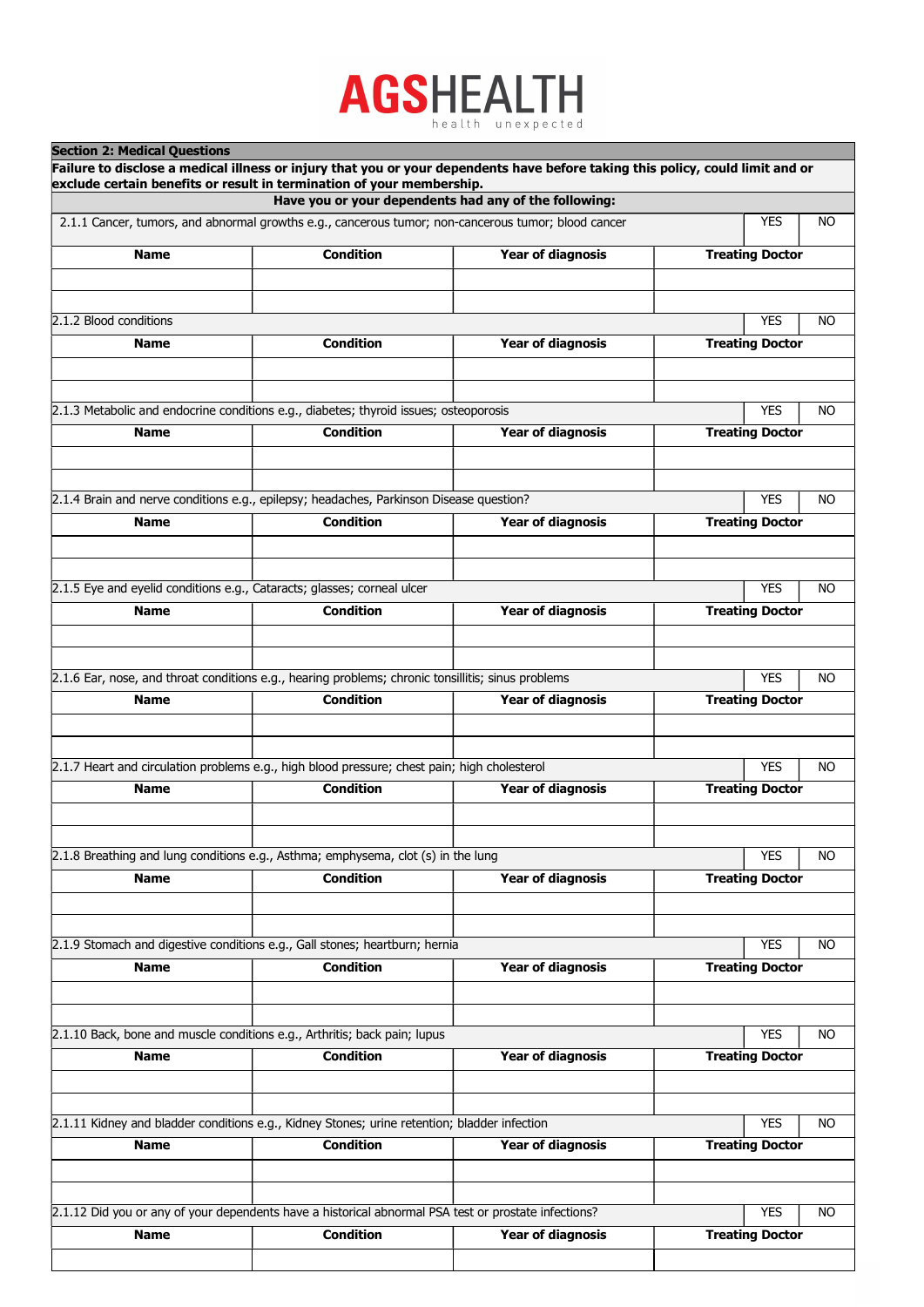# AGSHEALTH
health unexpected

**Section 2: Medical Questions**

**Failure to disclose a medical illness or injury that you or your dependents have before taking this policy, could limit and or exclude certain benefits or result in termination of your membership.**

**Have you or your dependents had any of the following:**

2.1.1 Cancer, tumors, and abnormal growths e.g., cancerous tumor; non-cancerous tumor; blood cancer — YES / NO

| Name | Condition | Year of diagnosis | Treating Doctor |
|---|---|---|---|
| | | | |
| | | | |

2.1.2 Blood conditions — YES / NO

| Name | Condition | Year of diagnosis | Treating Doctor |
|---|---|---|---|
| | | | |
| | | | |

2.1.3 Metabolic and endocrine conditions e.g., diabetes; thyroid issues; osteoporosis — YES / NO

| Name | Condition | Year of diagnosis | Treating Doctor |
|---|---|---|---|
| | | | |
| | | | |

2.1.4 Brain and nerve conditions e.g., epilepsy; headaches, Parkinson Disease question? — YES / NO

| Name | Condition | Year of diagnosis | Treating Doctor |
|---|---|---|---|
| | | | |
| | | | |

2.1.5 Eye and eyelid conditions e.g., Cataracts; glasses; corneal ulcer — YES / NO

| Name | Condition | Year of diagnosis | Treating Doctor |
|---|---|---|---|
| | | | |
| | | | |

2.1.6 Ear, nose, and throat conditions e.g., hearing problems; chronic tonsillitis; sinus problems — YES / NO

| Name | Condition | Year of diagnosis | Treating Doctor |
|---|---|---|---|
| | | | |
| | | | |

2.1.7 Heart and circulation problems e.g., high blood pressure; chest pain; high cholesterol — YES / NO

| Name | Condition | Year of diagnosis | Treating Doctor |
|---|---|---|---|
| | | | |
| | | | |

2.1.8 Breathing and lung conditions e.g., Asthma; emphysema, clot (s) in the lung — YES / NO

| Name | Condition | Year of diagnosis | Treating Doctor |
|---|---|---|---|
| | | | |
| | | | |

2.1.9 Stomach and digestive conditions e.g., Gall stones; heartburn; hernia — YES / NO

| Name | Condition | Year of diagnosis | Treating Doctor |
|---|---|---|---|
| | | | |
| | | | |

2.1.10 Back, bone and muscle conditions e.g., Arthritis; back pain; lupus — YES / NO

| Name | Condition | Year of diagnosis | Treating Doctor |
|---|---|---|---|
| | | | |
| | | | |

2.1.11 Kidney and bladder conditions e.g., Kidney Stones; urine retention; bladder infection — YES / NO

| Name | Condition | Year of diagnosis | Treating Doctor |
|---|---|---|---|
| | | | |
| | | | |

2.1.12 Did you or any of your dependents have a historical abnormal PSA test or prostate infections? — YES / NO

| Name | Condition | Year of diagnosis | Treating Doctor |
|---|---|---|---|
| | | | |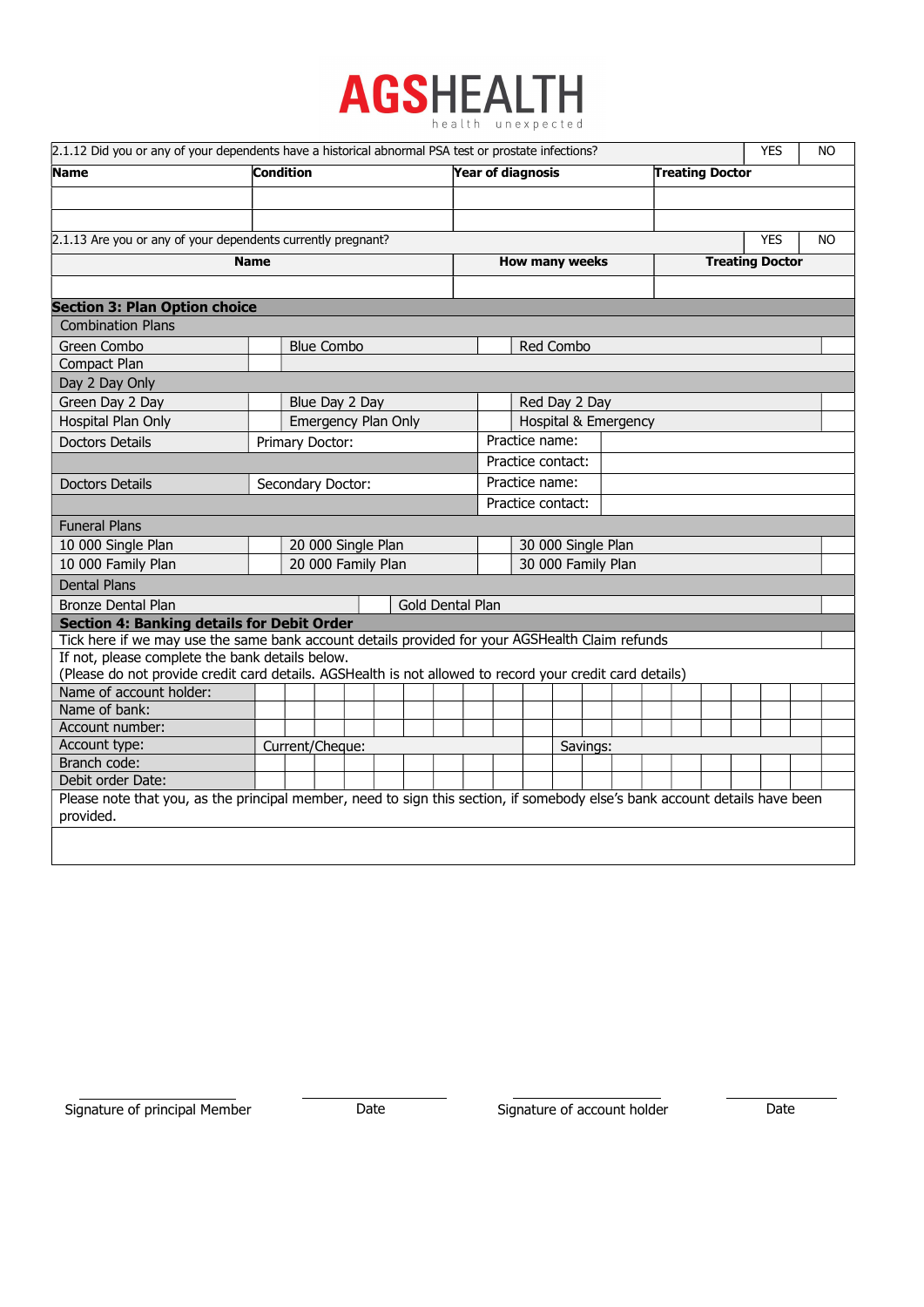# AGSHEALTH

health unexpected

| 2.1.12 Did you or any of your dependents have a historical abnormal PSA test or prostate infections? | | | | YES | NO |
|---|---|---|---|---|---|
| **Name** | **Condition** | **Year of diagnosis** | **Treating Doctor** | | |
| | | | | | |
| | | | | | |

| 2.1.13 Are you or any of your dependents currently pregnant? | | | YES | NO |
|---|---|---|---|---|
| **Name** | **How many weeks** | **Treating Doctor** | | |
| | | | | |

## Section 3: Plan Option choice

| Combination Plans | | | | | |
|---|---|---|---|---|---|
| Green Combo | | Blue Combo | | Red Combo | |
| Compact Plan | | | | | |
| Day 2 Day Only | | | | | |
| Green Day 2 Day | | Blue Day 2 Day | | Red Day 2 Day | |
| Hospital Plan Only | | Emergency Plan Only | | Hospital & Emergency | |

| Doctors Details | Primary Doctor: | Practice name: | |
|---|---|---|---|
| | | Practice contact: | |
| Doctors Details | Secondary Doctor: | Practice name: | |
| | | Practice contact: | |

| Funeral Plans | | | | | |
|---|---|---|---|---|---|
| 10 000 Single Plan | | 20 000 Single Plan | | 30 000 Single Plan | |
| 10 000 Family Plan | | 20 000 Family Plan | | 30 000 Family Plan | |

| Dental Plans | | | |
|---|---|---|---|
| Bronze Dental Plan | | Gold Dental Plan | |

## Section 4: Banking details for Debit Order

Tick here if we may use the same bank account details provided for your AGSHealth Claim refunds

If not, please complete the bank details below.
(Please do not provide credit card details. AGSHealth is not allowed to record your credit card details)

| Name of account holder: | |
|---|---|
| Name of bank: | |
| Account number: | |
| Account type: | Current/Cheque: Savings: |
| Branch code: | |
| Debit order Date: | |

Please note that you, as the principal member, need to sign this section, if somebody else's bank account details have been provided.

Signature of principal Member

Date

Signature of account holder

Date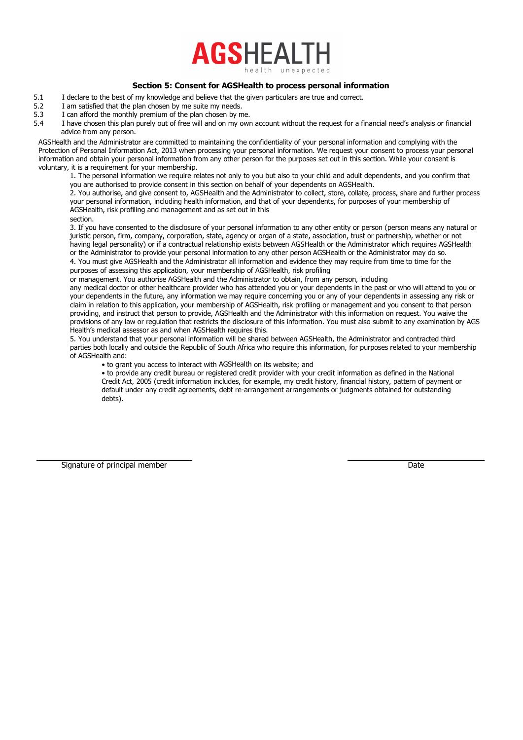**AGSHEALTH**
health unexpected

## Section 5: Consent for AGSHealth to process personal information

5.1 I declare to the best of my knowledge and believe that the given particulars are true and correct.
5.2 I am satisfied that the plan chosen by me suite my needs.
5.3 I can afford the monthly premium of the plan chosen by me.
5.4 I have chosen this plan purely out of free will and on my own account without the request for a financial need's analysis or financial advice from any person.

AGSHealth and the Administrator are committed to maintaining the confidentiality of your personal information and complying with the Protection of Personal Information Act, 2013 when processing your personal information. We request your consent to process your personal information and obtain your personal information from any other person for the purposes set out in this section. While your consent is voluntary, it is a requirement for your membership.

1. The personal information we require relates not only to you but also to your child and adult dependents, and you confirm that you are authorised to provide consent in this section on behalf of your dependents on AGSHealth.
2. You authorise, and give consent to, AGSHealth and the Administrator to collect, store, collate, process, share and further process your personal information, including health information, and that of your dependents, for purposes of your membership of AGSHealth, risk profiling and management and as set out in this section.
3. If you have consented to the disclosure of your personal information to any other entity or person (person means any natural or juristic person, firm, company, corporation, state, agency or organ of a state, association, trust or partnership, whether or not having legal personality) or if a contractual relationship exists between AGSHealth or the Administrator which requires AGSHealth or the Administrator to provide your personal information to any other person AGSHealth or the Administrator may do so.
4. You must give AGSHealth and the Administrator all information and evidence they may require from time to time for the purposes of assessing this application, your membership of AGSHealth, risk profiling or management. You authorise AGSHealth and the Administrator to obtain, from any person, including any medical doctor or other healthcare provider who has attended you or your dependents in the past or who will attend to you or your dependents in the future, any information we may require concerning you or any of your dependents in assessing any risk or claim in relation to this application, your membership of AGSHealth, risk profiling or management and you consent to that person providing, and instruct that person to provide, AGSHealth and the Administrator with this information on request. You waive the provisions of any law or regulation that restricts the disclosure of this information. You must also submit to any examination by AGS Health's medical assessor as and when AGSHealth requires this.
5. You understand that your personal information will be shared between AGSHealth, the Administrator and contracted third parties both locally and outside the Republic of South Africa who require this information, for purposes related to your membership of AGSHealth and:
   - to grant you access to interact with AGSHealth on its website; and
   - to provide any credit bureau or registered credit provider with your credit information as defined in the National Credit Act, 2005 (credit information includes, for example, my credit history, financial history, pattern of payment or default under any credit agreements, debt re-arrangement arrangements or judgments obtained for outstanding debts).

\_\_\_\_\_\_\_\_\_\_\_\_\_\_\_\_\_\_\_\_\_\_\_\_\_\_\_\_\_\_\_\_
Signature of principal member

\_\_\_\_\_\_\_\_\_\_\_\_\_\_\_\_\_\_\_\_\_\_\_\_\_\_\_\_\_\_\_\_
Date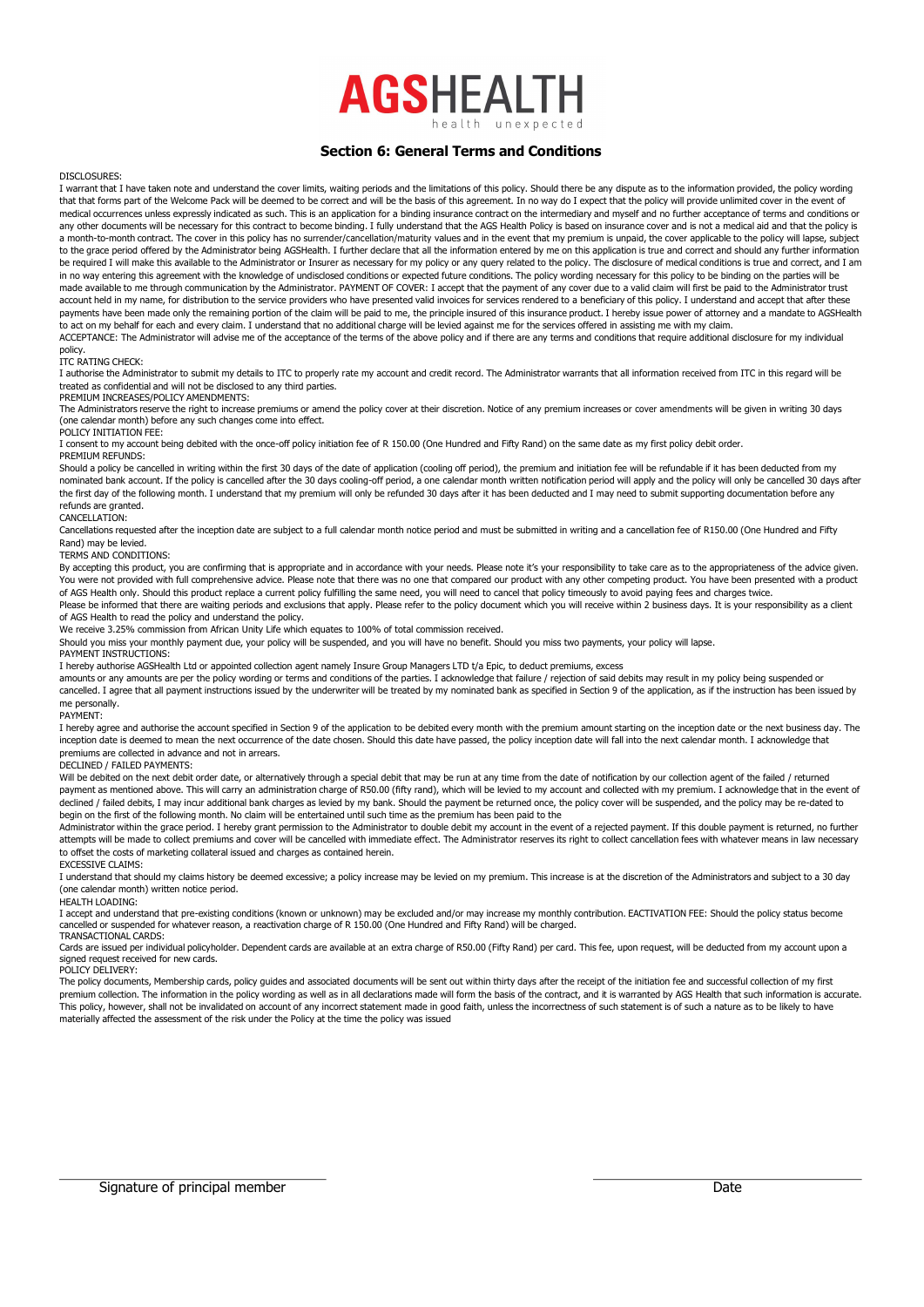AGSHEALTH
health unexpected

## Section 6: General Terms and Conditions

DISCLOSURES:
I warrant that I have taken note and understand the cover limits, waiting periods and the limitations of this policy. Should there be any dispute as to the information provided, the policy wording that that forms part of the Welcome Pack will be deemed to be correct and will be the basis of this agreement. In no way do I expect that the policy will provide unlimited cover in the event of medical occurrences unless expressly indicated as such. This is an application for a binding insurance contract on the intermediary and myself and no further acceptance of terms and conditions or any other documents will be necessary for this contract to become binding. I fully understand that the AGS Health Policy is based on insurance cover and is not a medical aid and that the policy is a month-to-month contract. The cover in this policy has no surrender/cancellation/maturity values and in the event that my premium is unpaid, the cover applicable to the policy will lapse, subject to the grace period offered by the Administrator being AGSHealth. I further declare that all the information entered by me on this application is true and correct and should any further information be required I will make this available to the Administrator or Insurer as necessary for my policy or any query related to the policy. The disclosure of medical conditions is true and correct, and I am in no way entering this agreement with the knowledge of undisclosed conditions or expected future conditions. The policy wording necessary for this policy to be binding on the parties will be made available to me through communication by the Administrator. PAYMENT OF COVER: I accept that the payment of any cover due to a valid claim will first be paid to the Administrator trust account held in my name, for distribution to the service providers who have presented valid invoices for services rendered to a beneficiary of this policy. I understand and accept that after these payments have been made only the remaining portion of the claim will be paid to me, the principle insured of this insurance product. I hereby issue power of attorney and a mandate to AGSHealth to act on my behalf for each and every claim. I understand that no additional charge will be levied against me for the services offered in assisting me with my claim.
ACCEPTANCE: The Administrator will advise me of the acceptance of the terms of the above policy and if there are any terms and conditions that require additional disclosure for my individual policy.

ITC RATING CHECK:
I authorise the Administrator to submit my details to ITC to properly rate my account and credit record. The Administrator warrants that all information received from ITC in this regard will be treated as confidential and will not be disclosed to any third parties.

PREMIUM INCREASES/POLICY AMENDMENTS:
The Administrators reserve the right to increase premiums or amend the policy cover at their discretion. Notice of any premium increases or cover amendments will be given in writing 30 days (one calendar month) before any such changes come into effect.

POLICY INITIATION FEE:
I consent to my account being debited with the once-off policy initiation fee of R 150.00 (One Hundred and Fifty Rand) on the same date as my first policy debit order.

PREMIUM REFUNDS:
Should a policy be cancelled in writing within the first 30 days of the date of application (cooling off period), the premium and initiation fee will be refundable if it has been deducted from my nominated bank account. If the policy is cancelled after the 30 days cooling-off period, a one calendar month written notification period will apply and the policy will only be cancelled 30 days after the first day of the following month. I understand that my premium will only be refunded 30 days after it has been deducted and I may need to submit supporting documentation before any refunds are granted.

CANCELLATION:
Cancellations requested after the inception date are subject to a full calendar month notice period and must be submitted in writing and a cancellation fee of R150.00 (One Hundred and Fifty Rand) may be levied.

TERMS AND CONDITIONS:
By accepting this product, you are confirming that is appropriate and in accordance with your needs. Please note it's your responsibility to take care as to the appropriateness of the advice given. You were not provided with full comprehensive advice. Please note that there was no one that compared our product with any other competing product. You have been presented with a product of AGS Health only. Should this product replace a current policy fulfilling the same need, you will need to cancel that policy timeously to avoid paying fees and charges twice.
Please be informed that there are waiting periods and exclusions that apply. Please refer to the policy document which you will receive within 2 business days. It is your responsibility as a client of AGS Health to read the policy and understand the policy.
We receive 3.25% commission from African Unity Life which equates to 100% of total commission received.
Should you miss your monthly payment due, your policy will be suspended, and you will have no benefit. Should you miss two payments, your policy will lapse.

PAYMENT INSTRUCTIONS:
I hereby authorise AGSHealth Ltd or appointed collection agent namely Insure Group Managers LTD t/a Epic, to deduct premiums, excess amounts or any amounts are per the policy wording or terms and conditions of the parties. I acknowledge that failure / rejection of said debits may result in my policy being suspended or cancelled. I agree that all payment instructions issued by the underwriter will be treated by my nominated bank as specified in Section 9 of the application, as if the instruction has been issued by me personally.

PAYMENT:
I hereby agree and authorise the account specified in Section 9 of the application to be debited every month with the premium amount starting on the inception date or the next business day. The inception date is deemed to mean the next occurrence of the date chosen. Should this date have passed, the policy inception date will fall into the next calendar month. I acknowledge that premiums are collected in advance and not in arrears.

DECLINED / FAILED PAYMENTS:
Will be debited on the next debit order date, or alternatively through a special debit that may be run at any time from the date of notification by our collection agent of the failed / returned payment as mentioned above. This will carry an administration charge of R50.00 (fifty rand), which will be levied to my account and collected with my premium. I acknowledge that in the event of declined / failed debits, I may incur additional bank charges as levied by my bank. Should the payment be returned once, the policy cover will be suspended, and the policy may be re-dated to begin on the first of the following month. No claim will be entertained until such time as the premium has been paid to the Administrator within the grace period. I hereby grant permission to the Administrator to double debit my account in the event of a rejected payment. If this double payment is returned, no further attempts will be made to collect premiums and cover will be cancelled with immediate effect. The Administrator reserves its right to collect cancellation fees with whatever means in law necessary to offset the costs of marketing collateral issued and charges as contained herein.

EXCESSIVE CLAIMS:
I understand that should my claims history be deemed excessive; a policy increase may be levied on my premium. This increase is at the discretion of the Administrators and subject to a 30 day (one calendar month) written notice period.

HEALTH LOADING:
I accept and understand that pre-existing conditions (known or unknown) may be excluded and/or may increase my monthly contribution. EACTIVATION FEE: Should the policy status become cancelled or suspended for whatever reason, a reactivation charge of R 150.00 (One Hundred and Fifty Rand) will be charged.

TRANSACTIONAL CARDS:
Cards are issued per individual policyholder. Dependent cards are available at an extra charge of R50.00 (Fifty Rand) per card. This fee, upon request, will be deducted from my account upon a signed request received for new cards.

POLICY DELIVERY:
The policy documents, Membership cards, policy guides and associated documents will be sent out within thirty days after the receipt of the initiation fee and successful collection of my first premium collection. The information in the policy wording as well as in all declarations made will form the basis of the contract, and it is warranted by AGS Health that such information is accurate. This policy, however, shall not be invalidated on account of any incorrect statement made in good faith, unless the incorrectness of such statement is of such a nature as to be likely to have materially affected the assessment of the risk under the Policy at the time the policy was issued

______________________________ Signature of principal member

______________________________ Date